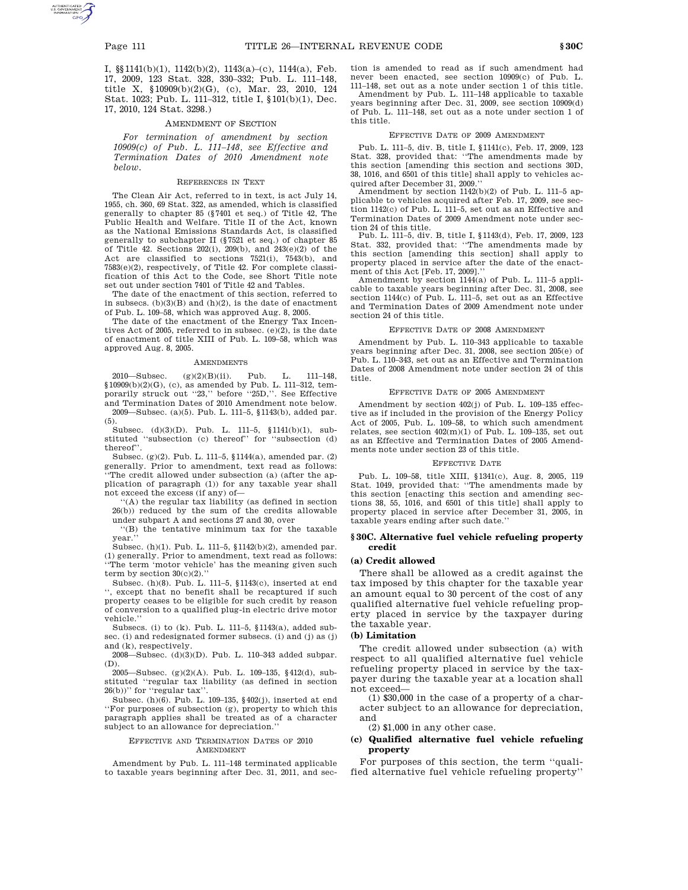I, §§1141(b)(1), 1142(b)(2), 1143(a)–(c), 1144(a), Feb. 17, 2009, 123 Stat. 328, 330–332; Pub. L. 111–148, title X, §10909(b)(2)(G), (c), Mar. 23, 2010, 124 Stat. 1023; Pub. L. 111–312, title I, §101(b)(1), Dec. 17, 2010, 124 Stat. 3298.)

AMENDMENT OF SECTION

*For termination of amendment by section 10909(c) of Pub. L. 111–148, see Effective and Termination Dates of 2010 Amendment note below.*

REFERENCES IN TEXT

The Clean Air Act, referred to in text, is act July 14, 1955, ch. 360, 69 Stat. 322, as amended, which is classified generally to chapter 85 (§7401 et seq.) of Title 42, The Public Health and Welfare. Title II of the Act, known as the National Emissions Standards Act, is classified generally to subchapter II (§7521 et seq.) of chapter 85 of Title 42. Sections 202(i), 209(b), and 243(e)(2) of the Act are classified to sections 7521(i), 7543(b), and 7583(e)(2), respectively, of Title 42. For complete classification of this Act to the Code, see Short Title note set out under section 7401 of Title 42 and Tables.

The date of the enactment of this section, referred to in subsecs. (b)(3)(B) and (h)(2), is the date of enactment of Pub. L. 109–58, which was approved Aug. 8, 2005.

The date of the enactment of the Energy Tax Incentives Act of 2005, referred to in subsec. (e)(2), is the date of enactment of title XIII of Pub. L. 109–58, which was approved Aug. 8, 2005.

AMENDMENTS

2010—Subsec. (g)(2)(B)(ii). Pub. L. 111–148, §10909(b)(2)(G), (c), as amended by Pub. L. 111–312, temporarily struck out "23," before "25D,". See Effective and Termination Dates of 2010 Amendment note below.

2009—Subsec. (a)(5). Pub. L. 111–5, §1143(b), added par. (5).

Subsec. (d)(3)(D). Pub. L. 111–5, §1141(b)(1), substituted "subsection (c) thereof" for "subsection (d) thereof".

Subsec. (g)(2). Pub. L. 111–5, §1144(a), amended par. (2) generally. Prior to amendment, text read as follows: "The credit allowed under subsection (a) (after the application of paragraph (1)) for any taxable year shall not exceed the excess (if any) of—

"(A) the regular tax liability (as defined in section 26(b)) reduced by the sum of the credits allowable under subpart A and sections 27 and 30, over

"(B) the tentative minimum tax for the taxable year."

Subsec. (h)(1). Pub. L. 111–5, §1142(b)(2), amended par. (1) generally. Prior to amendment, text read as follows: "The term 'motor vehicle' has the meaning given such term by section 30(c)(2)."

Subsec. (h)(8). Pub. L. 111–5, §1143(c), inserted at end ", except that no benefit shall be recaptured if such property ceases to be eligible for such credit by reason of conversion to a qualified plug-in electric drive motor vehicle."

Subsecs. (i) to (k). Pub. L. 111–5, §1143(a), added subsec. (i) and redesignated former subsecs. (i) and (j) as (j) and (k), respectively.

2008—Subsec. (d)(3)(D). Pub. L. 110–343 added subpar. (D).

2005—Subsec. (g)(2)(A). Pub. L. 109–135, §412(d), substituted "regular tax liability (as defined in section 26(b))" for "regular tax".

Subsec. (h)(6). Pub. L. 109–135, §402(j), inserted at end "For purposes of subsection (g), property to which this paragraph applies shall be treated as of a character subject to an allowance for depreciation."

EFFECTIVE AND TERMINATION DATES OF 2010 AMENDMENT

Amendment by Pub. L. 111–148 terminated applicable to taxable years beginning after Dec. 31, 2011, and section is amended to read as if such amendment had never been enacted, see section 10909(c) of Pub. L. 111–148, set out as a note under section 1 of this title.

Amendment by Pub. L. 111–148 applicable to taxable years beginning after Dec. 31, 2009, see section 10909(d) of Pub. L. 111–148, set out as a note under section 1 of this title.

EFFECTIVE DATE OF 2009 AMENDMENT

Pub. L. 111–5, div. B, title I, §1141(c), Feb. 17, 2009, 123 Stat. 328, provided that: "The amendments made by this section [amending this section and sections 30D, 38, 1016, and 6501 of this title] shall apply to vehicles acquired after December 31, 2009."

Amendment by section 1142(b)(2) of Pub. L. 111–5 applicable to vehicles acquired after Feb. 17, 2009, see section 1142(c) of Pub. L. 111–5, set out as an Effective and Termination Dates of 2009 Amendment note under section 24 of this title.

Pub. L. 111–5, div. B, title I, §1143(d), Feb. 17, 2009, 123 Stat. 332, provided that: "The amendments made by this section [amending this section] shall apply to property placed in service after the date of the enactment of this Act [Feb. 17, 2009]."

Amendment by section 1144(a) of Pub. L. 111–5 applicable to taxable years beginning after Dec. 31, 2008, see section 1144(c) of Pub. L. 111–5, set out as an Effective and Termination Dates of 2009 Amendment note under section 24 of this title.

EFFECTIVE DATE OF 2008 AMENDMENT

Amendment by Pub. L. 110–343 applicable to taxable years beginning after Dec. 31, 2008, see section 205(e) of Pub. L. 110–343, set out as an Effective and Termination Dates of 2008 Amendment note under section 24 of this title.

EFFECTIVE DATE OF 2005 AMENDMENT

Amendment by section 402(j) of Pub. L. 109–135 effective as if included in the provision of the Energy Policy Act of 2005, Pub. L. 109–58, to which such amendment relates, see section 402(m)(1) of Pub. L. 109–135, set out as an Effective and Termination Dates of 2005 Amendments note under section 23 of this title.

EFFECTIVE DATE

Pub. L. 109–58, title XIII, §1341(c), Aug. 8, 2005, 119 Stat. 1049, provided that: "The amendments made by this section [enacting this section and amending sections 38, 55, 1016, and 6501 of this title] shall apply to property placed in service after December 31, 2005, in taxable years ending after such date."

## §30C. Alternative fuel vehicle refueling property credit

### (a) Credit allowed

There shall be allowed as a credit against the tax imposed by this chapter for the taxable year an amount equal to 30 percent of the cost of any qualified alternative fuel vehicle refueling property placed in service by the taxpayer during the taxable year.

### (b) Limitation

The credit allowed under subsection (a) with respect to all qualified alternative fuel vehicle refueling property placed in service by the taxpayer during the taxable year at a location shall not exceed—

(1) $30,000 in the case of a property of a character subject to an allowance for depreciation, and

(2) $1,000 in any other case.

### (c) Qualified alternative fuel vehicle refueling property

For purposes of this section, the term "qualified alternative fuel vehicle refueling property"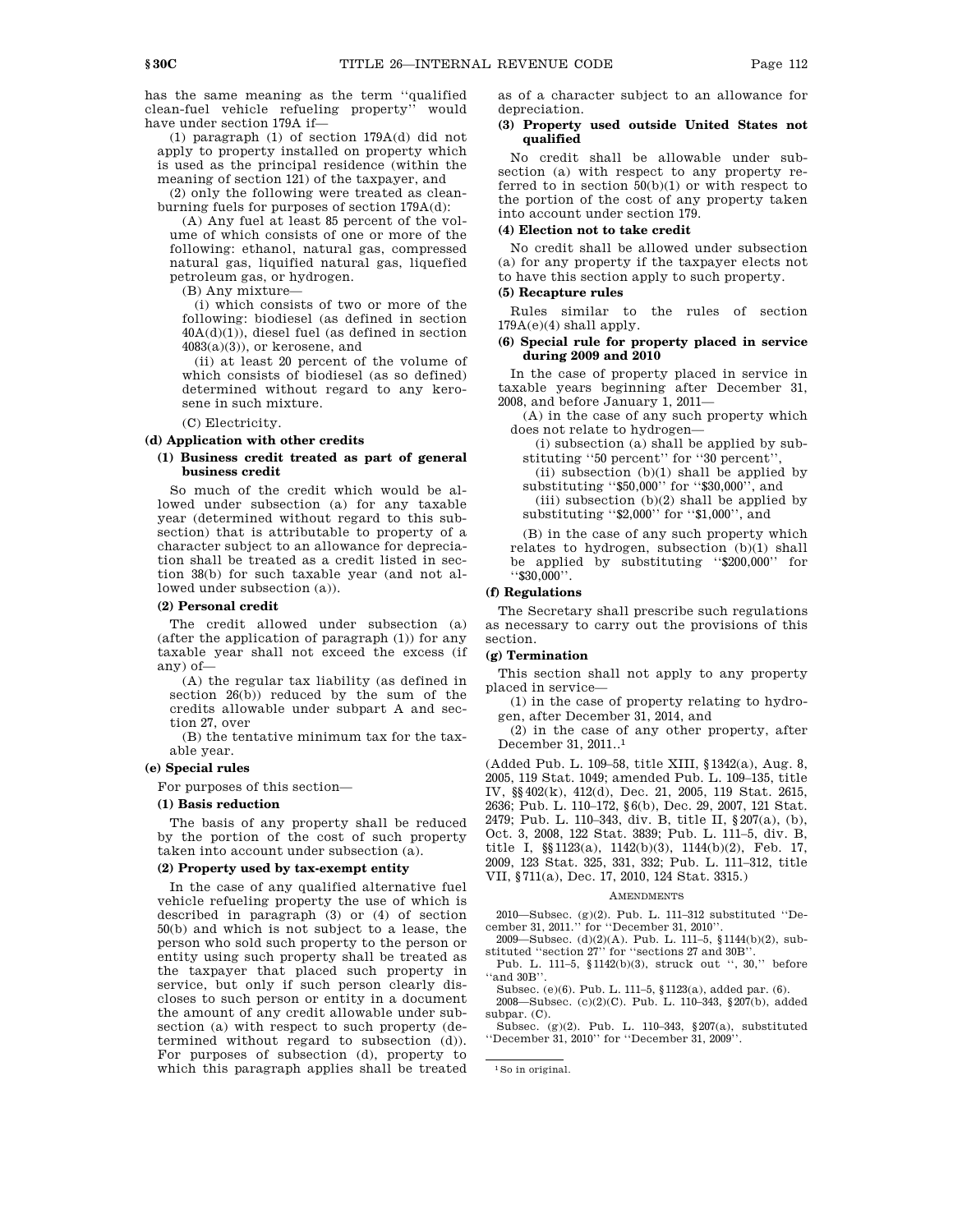has the same meaning as the term ''qualified clean-fuel vehicle refueling property'' would have under section 179A if—

(1) paragraph (1) of section 179A(d) did not apply to property installed on property which is used as the principal residence (within the meaning of section 121) of the taxpayer, and

(2) only the following were treated as clean-burning fuels for purposes of section 179A(d):

(A) Any fuel at least 85 percent of the volume of which consists of one or more of the following: ethanol, natural gas, compressed natural gas, liquified natural gas, liquefied petroleum gas, or hydrogen.

(B) Any mixture—

(i) which consists of two or more of the following: biodiesel (as defined in section 40A(d)(1)), diesel fuel (as defined in section 4083(a)(3)), or kerosene, and

(ii) at least 20 percent of the volume of which consists of biodiesel (as so defined) determined without regard to any kerosene in such mixture.

(C) Electricity.

### (d) Application with other credits

#### (1) Business credit treated as part of general business credit

So much of the credit which would be allowed under subsection (a) for any taxable year (determined without regard to this subsection) that is attributable to property of a character subject to an allowance for depreciation shall be treated as a credit listed in section 38(b) for such taxable year (and not allowed under subsection (a)).

#### (2) Personal credit

The credit allowed under subsection (a) (after the application of paragraph (1)) for any taxable year shall not exceed the excess (if any) of—

(A) the regular tax liability (as defined in section 26(b)) reduced by the sum of the credits allowable under subpart A and section 27, over

(B) the tentative minimum tax for the taxable year.

### (e) Special rules

For purposes of this section—

#### (1) Basis reduction

The basis of any property shall be reduced by the portion of the cost of such property taken into account under subsection (a).

#### (2) Property used by tax-exempt entity

In the case of any qualified alternative fuel vehicle refueling property the use of which is described in paragraph (3) or (4) of section 50(b) and which is not subject to a lease, the person who sold such property to the person or entity using such property shall be treated as the taxpayer that placed such property in service, but only if such person clearly discloses to such person or entity in a document the amount of any credit allowable under subsection (a) with respect to such property (determined without regard to subsection (d)). For purposes of subsection (d), property to which this paragraph applies shall be treated as of a character subject to an allowance for depreciation.

#### (3) Property used outside United States not qualified

No credit shall be allowable under subsection (a) with respect to any property referred to in section 50(b)(1) or with respect to the portion of the cost of any property taken into account under section 179.

#### (4) Election not to take credit

No credit shall be allowed under subsection (a) for any property if the taxpayer elects not to have this section apply to such property.

#### (5) Recapture rules

Rules similar to the rules of section 179A(e)(4) shall apply.

#### (6) Special rule for property placed in service during 2009 and 2010

In the case of property placed in service in taxable years beginning after December 31, 2008, and before January 1, 2011—

(A) in the case of any such property which does not relate to hydrogen—

(i) subsection (a) shall be applied by substituting ''50 percent'' for ''30 percent'',

(ii) subsection (b)(1) shall be applied by substituting ''$50,000'' for ''$30,000'', and

(iii) subsection (b)(2) shall be applied by substituting ''$2,000'' for ''$1,000'', and

(B) in the case of any such property which relates to hydrogen, subsection (b)(1) shall be applied by substituting ''$200,000'' for ''$30,000''.

### (f) Regulations

The Secretary shall prescribe such regulations as necessary to carry out the provisions of this section.

### (g) Termination

This section shall not apply to any property placed in service—

(1) in the case of property relating to hydrogen, after December 31, 2014, and

(2) in the case of any other property, after December 31, 2011..[1]

(Added Pub. L. 109–58, title XIII, §1342(a), Aug. 8, 2005, 119 Stat. 1049; amended Pub. L. 109–135, title IV, §§402(k), 412(d), Dec. 21, 2005, 119 Stat. 2615, 2636; Pub. L. 110–172, §6(b), Dec. 29, 2007, 121 Stat. 2479; Pub. L. 110–343, div. B, title II, §207(a), (b), Oct. 3, 2008, 122 Stat. 3839; Pub. L. 111–5, div. B, title I, §§1123(a), 1142(b)(3), 1144(b)(2), Feb. 17, 2009, 123 Stat. 325, 331, 332; Pub. L. 111–312, title VII, §711(a), Dec. 17, 2010, 124 Stat. 3315.)

AMENDMENTS

2010—Subsec. (g)(2). Pub. L. 111–312 substituted ''December 31, 2011.'' for ''December 31, 2010''.

2009—Subsec. (d)(2)(A). Pub. L. 111–5, §1144(b)(2), substituted ''section 27'' for ''sections 27 and 30B''.

Pub. L. 111–5, §1142(b)(3), struck out '', 30,'' before ''and 30B''.

Subsec. (e)(6). Pub. L. 111–5, §1123(a), added par. (6).

2008—Subsec. (c)(2)(C). Pub. L. 110–343, §207(b), added subpar. (C).

Subsec. (g)(2). Pub. L. 110–343, §207(a), substituted ''December 31, 2010'' for ''December 31, 2009''.

---

[1] So in original.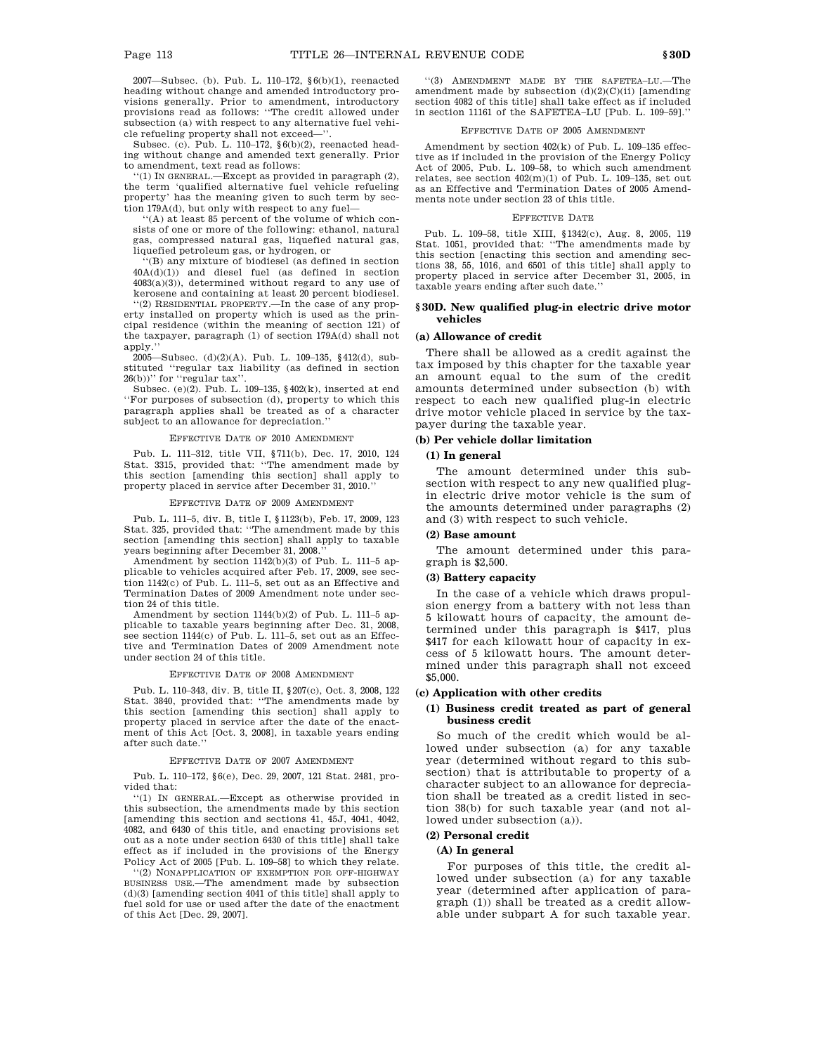2007—Subsec. (b). Pub. L. 110–172, §6(b)(1), reenacted heading without change and amended introductory provisions generally. Prior to amendment, introductory provisions read as follows: "The credit allowed under subsection (a) with respect to any alternative fuel vehicle refueling property shall not exceed—".

Subsec. (c). Pub. L. 110–172, §6(b)(2), reenacted heading without change and amended text generally. Prior to amendment, text read as follows:

"(1) IN GENERAL.—Except as provided in paragraph (2), the term 'qualified alternative fuel vehicle refueling property' has the meaning given to such term by section 179A(d), but only with respect to any fuel—

"(A) at least 85 percent of the volume of which consists of one or more of the following: ethanol, natural gas, compressed natural gas, liquefied natural gas, liquefied petroleum gas, or hydrogen, or

"(B) any mixture of biodiesel (as defined in section 40A(d)(1)) and diesel fuel (as defined in section 4083(a)(3)), determined without regard to any use of kerosene and containing at least 20 percent biodiesel.

"(2) RESIDENTIAL PROPERTY.—In the case of any property installed on property which is used as the principal residence (within the meaning of section 121) of the taxpayer, paragraph (1) of section 179A(d) shall not apply."

2005—Subsec. (d)(2)(A). Pub. L. 109–135, §412(d), substituted "regular tax liability (as defined in section 26(b))" for "regular tax".

Subsec. (e)(2). Pub. L. 109–135, §402(k), inserted at end "For purposes of subsection (d), property to which this paragraph applies shall be treated as of a character subject to an allowance for depreciation."

EFFECTIVE DATE OF 2010 AMENDMENT

Pub. L. 111–312, title VII, §711(b), Dec. 17, 2010, 124 Stat. 3315, provided that: "The amendment made by this section [amending this section] shall apply to property placed in service after December 31, 2010."

EFFECTIVE DATE OF 2009 AMENDMENT

Pub. L. 111–5, div. B, title I, §1123(b), Feb. 17, 2009, 123 Stat. 325, provided that: "The amendment made by this section [amending this section] shall apply to taxable years beginning after December 31, 2008."

Amendment by section 1142(b)(3) of Pub. L. 111–5 applicable to vehicles acquired after Feb. 17, 2009, see section 1142(c) of Pub. L. 111–5, set out as an Effective and Termination Dates of 2009 Amendment note under section 24 of this title.

Amendment by section 1144(b)(2) of Pub. L. 111–5 applicable to taxable years beginning after Dec. 31, 2008, see section 1144(c) of Pub. L. 111–5, set out as an Effective and Termination Dates of 2009 Amendment note under section 24 of this title.

EFFECTIVE DATE OF 2008 AMENDMENT

Pub. L. 110–343, div. B, title II, §207(c), Oct. 3, 2008, 122 Stat. 3840, provided that: "The amendments made by this section [amending this section] shall apply to property placed in service after the date of the enactment of this Act [Oct. 3, 2008], in taxable years ending after such date."

EFFECTIVE DATE OF 2007 AMENDMENT

Pub. L. 110–172, §6(e), Dec. 29, 2007, 121 Stat. 2481, provided that:

"(1) IN GENERAL.—Except as otherwise provided in this subsection, the amendments made by this section [amending this section and sections 41, 45J, 4041, 4042, 4082, and 6430 of this title, and enacting provisions set out as a note under section 6430 of this title] shall take effect as if included in the provisions of the Energy Policy Act of 2005 [Pub. L. 109–58] to which they relate.

"(2) NONAPPLICATION OF EXEMPTION FOR OFF-HIGHWAY BUSINESS USE.—The amendment made by subsection (d)(3) [amending section 4041 of this title] shall apply to fuel sold for use or used after the date of the enactment of this Act [Dec. 29, 2007].

"(3) AMENDMENT MADE BY THE SAFETEA–LU.—The amendment made by subsection (d)(2)(C)(ii) [amending section 4082 of this title] shall take effect as if included in section 11161 of the SAFETEA–LU [Pub. L. 109–59]."

EFFECTIVE DATE OF 2005 AMENDMENT

Amendment by section 402(k) of Pub. L. 109–135 effective as if included in the provision of the Energy Policy Act of 2005, Pub. L. 109–58, to which such amendment relates, see section 402(m)(1) of Pub. L. 109–135, set out as an Effective and Termination Dates of 2005 Amendments note under section 23 of this title.

EFFECTIVE DATE

Pub. L. 109–58, title XIII, §1342(c), Aug. 8, 2005, 119 Stat. 1051, provided that: "The amendments made by this section [enacting this section and amending sections 38, 55, 1016, and 6501 of this title] shall apply to property placed in service after December 31, 2005, in taxable years ending after such date."

## §30D. New qualified plug-in electric drive motor vehicles

### (a) Allowance of credit

There shall be allowed as a credit against the tax imposed by this chapter for the taxable year an amount equal to the sum of the credit amounts determined under subsection (b) with respect to each new qualified plug-in electric drive motor vehicle placed in service by the taxpayer during the taxable year.

### (b) Per vehicle dollar limitation

#### (1) In general

The amount determined under this subsection with respect to any new qualified plug-in electric drive motor vehicle is the sum of the amounts determined under paragraphs (2) and (3) with respect to such vehicle.

#### (2) Base amount

The amount determined under this paragraph is $2,500.

#### (3) Battery capacity

In the case of a vehicle which draws propulsion energy from a battery with not less than 5 kilowatt hours of capacity, the amount determined under this paragraph is $417, plus $417 for each kilowatt hour of capacity in excess of 5 kilowatt hours. The amount determined under this paragraph shall not exceed $5,000.

### (c) Application with other credits

#### (1) Business credit treated as part of general business credit

So much of the credit which would be allowed under subsection (a) for any taxable year (determined without regard to this subsection) that is attributable to property of a character subject to an allowance for depreciation shall be treated as a credit listed in section 38(b) for such taxable year (and not allowed under subsection (a)).

#### (2) Personal credit

##### (A) In general

For purposes of this title, the credit allowed under subsection (a) for any taxable year (determined after application of paragraph (1)) shall be treated as a credit allowable under subpart A for such taxable year.